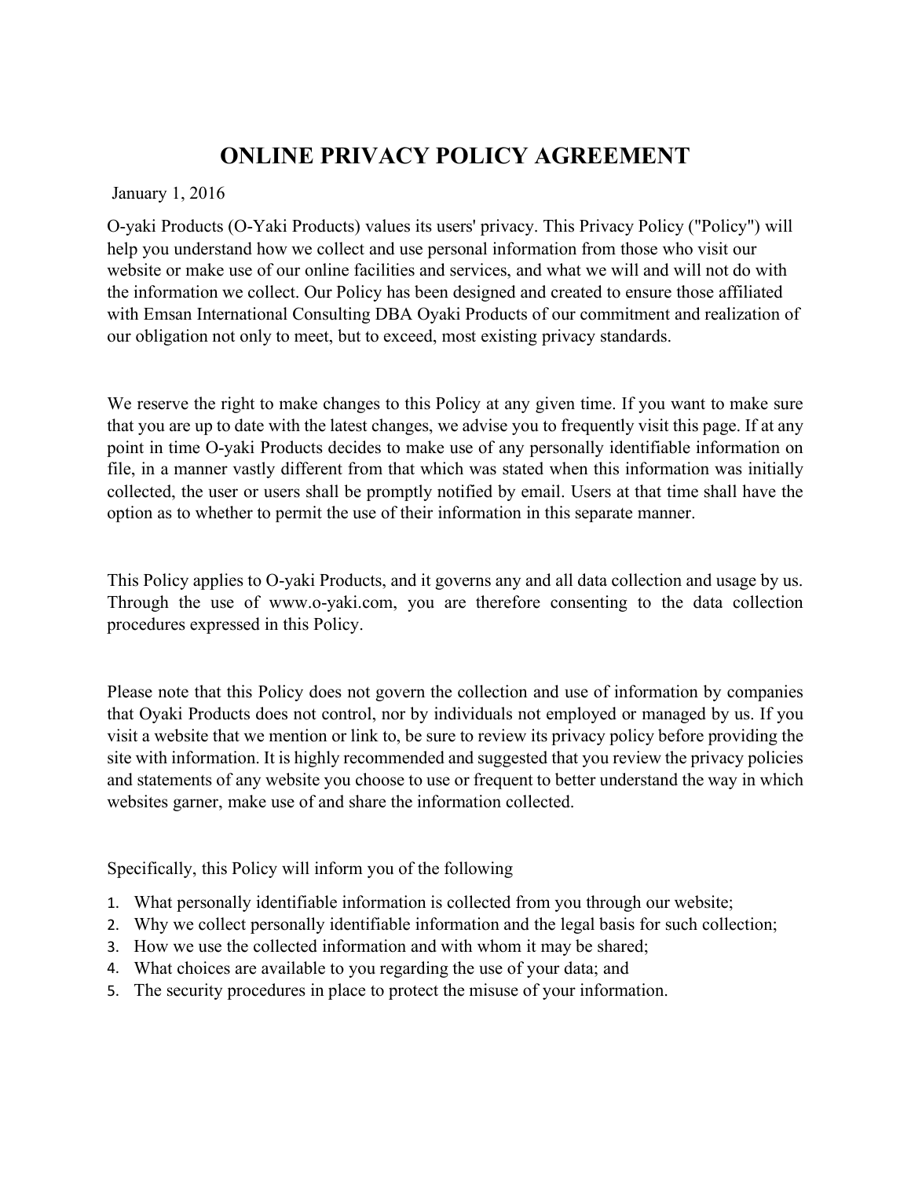# ONLINE PRIVACY POLICY AGREEMENT

January 1, 2016

O-yaki Products (O-Yaki Products) values its users' privacy. This Privacy Policy ("Policy") will help you understand how we collect and use personal information from those who visit our website or make use of our online facilities and services, and what we will and will not do with the information we collect. Our Policy has been designed and created to ensure those affiliated with Emsan International Consulting DBA Oyaki Products of our commitment and realization of our obligation not only to meet, but to exceed, most existing privacy standards.

We reserve the right to make changes to this Policy at any given time. If you want to make sure that you are up to date with the latest changes, we advise you to frequently visit this page. If at any point in time O-yaki Products decides to make use of any personally identifiable information on file, in a manner vastly different from that which was stated when this information was initially collected, the user or users shall be promptly notified by email. Users at that time shall have the option as to whether to permit the use of their information in this separate manner.

This Policy applies to O-yaki Products, and it governs any and all data collection and usage by us. Through the use of www.o-yaki.com, you are therefore consenting to the data collection procedures expressed in this Policy.

Please note that this Policy does not govern the collection and use of information by companies that Oyaki Products does not control, nor by individuals not employed or managed by us. If you visit a website that we mention or link to, be sure to review its privacy policy before providing the site with information. It is highly recommended and suggested that you review the privacy policies and statements of any website you choose to use or frequent to better understand the way in which websites garner, make use of and share the information collected.

Specifically, this Policy will inform you of the following

1. What personally identifiable information is collected from you through our website;
2. Why we collect personally identifiable information and the legal basis for such collection;
3. How we use the collected information and with whom it may be shared;
4. What choices are available to you regarding the use of your data; and
5. The security procedures in place to protect the misuse of your information.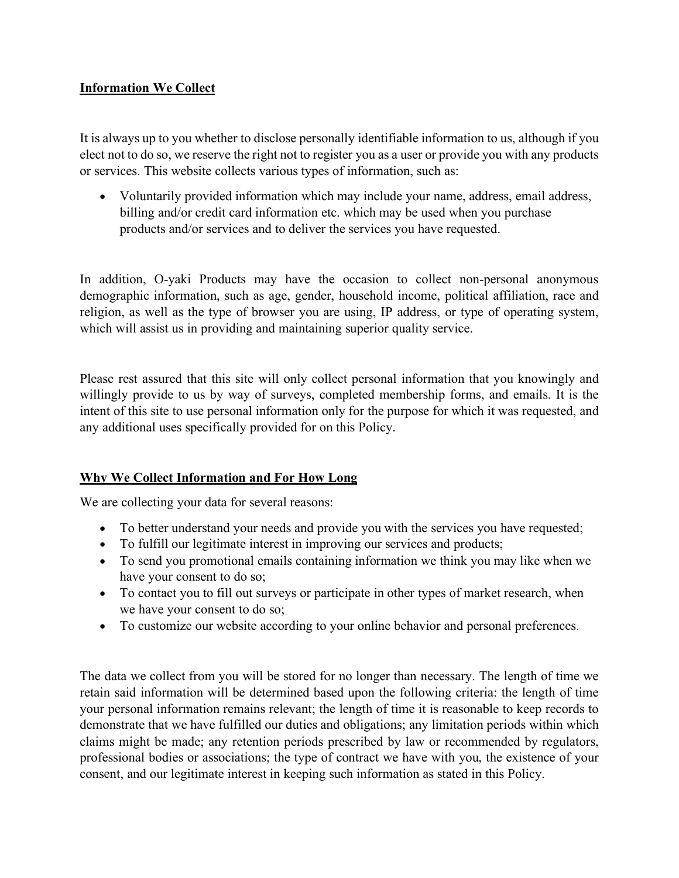## Information We Collect

It is always up to you whether to disclose personally identifiable information to us, although if you elect not to do so, we reserve the right not to register you as a user or provide you with any products or services. This website collects various types of information, such as:

- Voluntarily provided information which may include your name, address, email address, billing and/or credit card information etc. which may be used when you purchase products and/or services and to deliver the services you have requested.

In addition, O-yaki Products may have the occasion to collect non-personal anonymous demographic information, such as age, gender, household income, political affiliation, race and religion, as well as the type of browser you are using, IP address, or type of operating system, which will assist us in providing and maintaining superior quality service.

Please rest assured that this site will only collect personal information that you knowingly and willingly provide to us by way of surveys, completed membership forms, and emails. It is the intent of this site to use personal information only for the purpose for which it was requested, and any additional uses specifically provided for on this Policy.

## Why We Collect Information and For How Long

We are collecting your data for several reasons:

- To better understand your needs and provide you with the services you have requested;
- To fulfill our legitimate interest in improving our services and products;
- To send you promotional emails containing information we think you may like when we have your consent to do so;
- To contact you to fill out surveys or participate in other types of market research, when we have your consent to do so;
- To customize our website according to your online behavior and personal preferences.

The data we collect from you will be stored for no longer than necessary. The length of time we retain said information will be determined based upon the following criteria: the length of time your personal information remains relevant; the length of time it is reasonable to keep records to demonstrate that we have fulfilled our duties and obligations; any limitation periods within which claims might be made; any retention periods prescribed by law or recommended by regulators, professional bodies or associations; the type of contract we have with you, the existence of your consent, and our legitimate interest in keeping such information as stated in this Policy.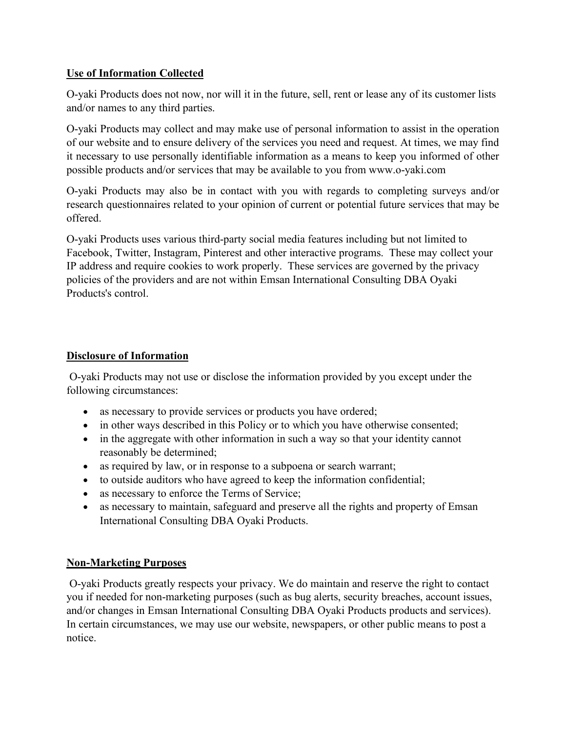## Use of Information Collected

O-yaki Products does not now, nor will it in the future, sell, rent or lease any of its customer lists and/or names to any third parties.

O-yaki Products may collect and may make use of personal information to assist in the operation of our website and to ensure delivery of the services you need and request. At times, we may find it necessary to use personally identifiable information as a means to keep you informed of other possible products and/or services that may be available to you from www.o-yaki.com

O-yaki Products may also be in contact with you with regards to completing surveys and/or research questionnaires related to your opinion of current or potential future services that may be offered.

O-yaki Products uses various third-party social media features including but not limited to Facebook, Twitter, Instagram, Pinterest and other interactive programs. These may collect your IP address and require cookies to work properly. These services are governed by the privacy policies of the providers and are not within Emsan International Consulting DBA Oyaki Products's control.

## Disclosure of Information

O-yaki Products may not use or disclose the information provided by you except under the following circumstances:

- as necessary to provide services or products you have ordered;
- in other ways described in this Policy or to which you have otherwise consented;
- in the aggregate with other information in such a way so that your identity cannot reasonably be determined;
- as required by law, or in response to a subpoena or search warrant;
- to outside auditors who have agreed to keep the information confidential;
- as necessary to enforce the Terms of Service;
- as necessary to maintain, safeguard and preserve all the rights and property of Emsan International Consulting DBA Oyaki Products.

## Non-Marketing Purposes

O-yaki Products greatly respects your privacy. We do maintain and reserve the right to contact you if needed for non-marketing purposes (such as bug alerts, security breaches, account issues, and/or changes in Emsan International Consulting DBA Oyaki Products products and services). In certain circumstances, we may use our website, newspapers, or other public means to post a notice.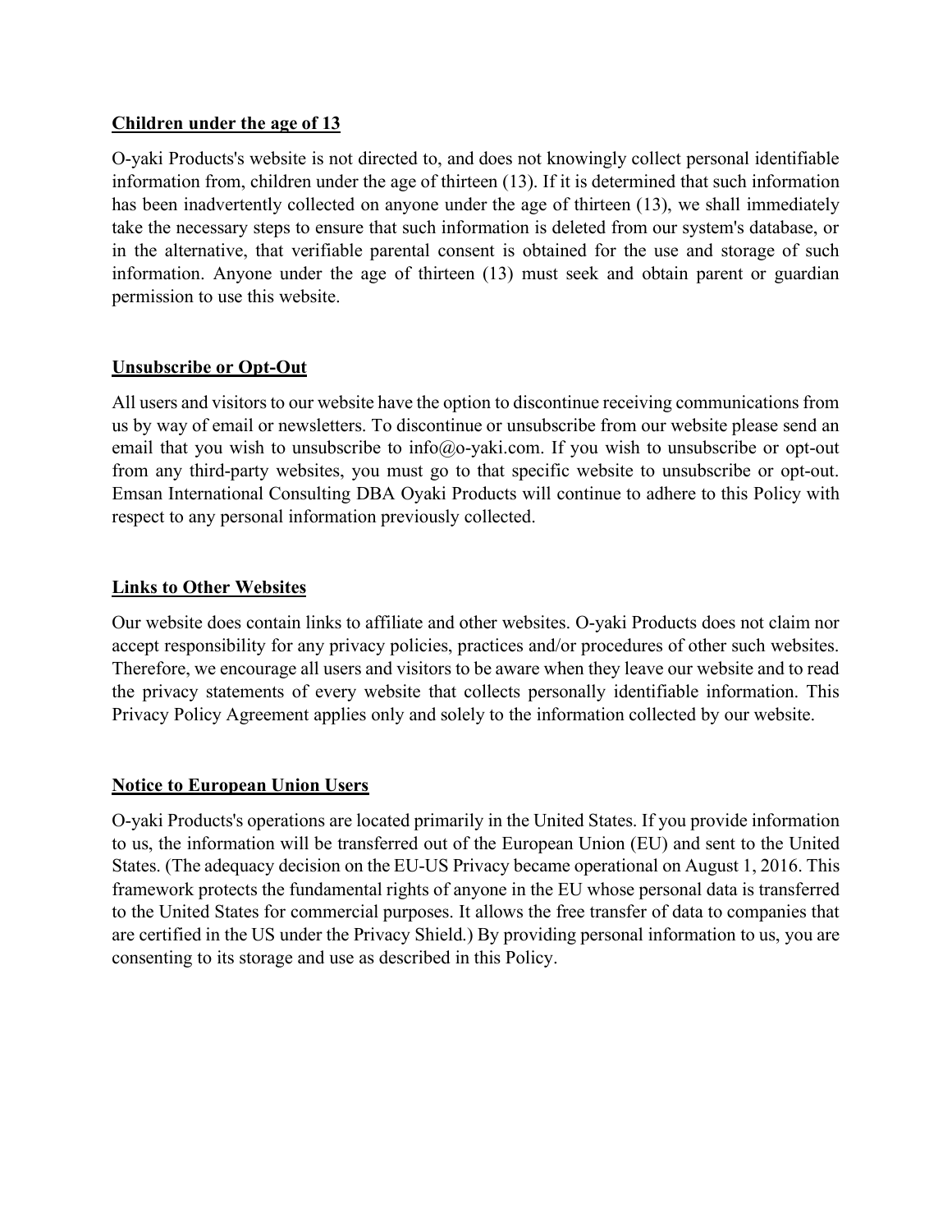**Children under the age of 13**

O-yaki Products's website is not directed to, and does not knowingly collect personal identifiable information from, children under the age of thirteen (13). If it is determined that such information has been inadvertently collected on anyone under the age of thirteen (13), we shall immediately take the necessary steps to ensure that such information is deleted from our system's database, or in the alternative, that verifiable parental consent is obtained for the use and storage of such information. Anyone under the age of thirteen (13) must seek and obtain parent or guardian permission to use this website.

**Unsubscribe or Opt-Out**

All users and visitors to our website have the option to discontinue receiving communications from us by way of email or newsletters. To discontinue or unsubscribe from our website please send an email that you wish to unsubscribe to info@o-yaki.com. If you wish to unsubscribe or opt-out from any third-party websites, you must go to that specific website to unsubscribe or opt-out. Emsan International Consulting DBA Oyaki Products will continue to adhere to this Policy with respect to any personal information previously collected.

**Links to Other Websites**

Our website does contain links to affiliate and other websites. O-yaki Products does not claim nor accept responsibility for any privacy policies, practices and/or procedures of other such websites. Therefore, we encourage all users and visitors to be aware when they leave our website and to read the privacy statements of every website that collects personally identifiable information. This Privacy Policy Agreement applies only and solely to the information collected by our website.

**Notice to European Union Users**

O-yaki Products's operations are located primarily in the United States. If you provide information to us, the information will be transferred out of the European Union (EU) and sent to the United States. (The adequacy decision on the EU-US Privacy became operational on August 1, 2016. This framework protects the fundamental rights of anyone in the EU whose personal data is transferred to the United States for commercial purposes. It allows the free transfer of data to companies that are certified in the US under the Privacy Shield.) By providing personal information to us, you are consenting to its storage and use as described in this Policy.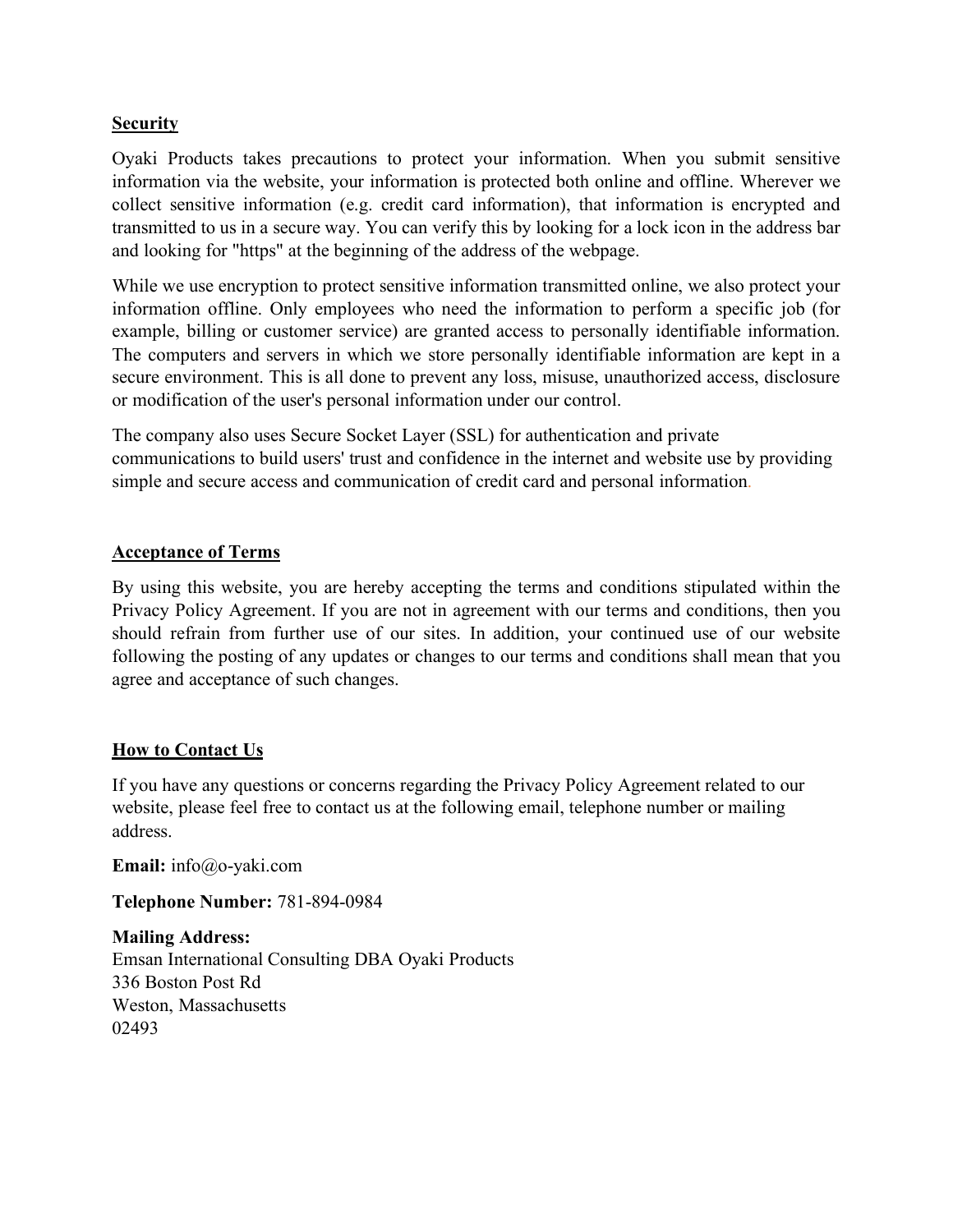## Security

Oyaki Products takes precautions to protect your information. When you submit sensitive information via the website, your information is protected both online and offline. Wherever we collect sensitive information (e.g. credit card information), that information is encrypted and transmitted to us in a secure way. You can verify this by looking for a lock icon in the address bar and looking for "https" at the beginning of the address of the webpage.

While we use encryption to protect sensitive information transmitted online, we also protect your information offline. Only employees who need the information to perform a specific job (for example, billing or customer service) are granted access to personally identifiable information. The computers and servers in which we store personally identifiable information are kept in a secure environment. This is all done to prevent any loss, misuse, unauthorized access, disclosure or modification of the user's personal information under our control.

The company also uses Secure Socket Layer (SSL) for authentication and private communications to build users' trust and confidence in the internet and website use by providing simple and secure access and communication of credit card and personal information.

## Acceptance of Terms

By using this website, you are hereby accepting the terms and conditions stipulated within the Privacy Policy Agreement. If you are not in agreement with our terms and conditions, then you should refrain from further use of our sites. In addition, your continued use of our website following the posting of any updates or changes to our terms and conditions shall mean that you agree and acceptance of such changes.

## How to Contact Us

If you have any questions or concerns regarding the Privacy Policy Agreement related to our website, please feel free to contact us at the following email, telephone number or mailing address.

**Email:** info@o-yaki.com

**Telephone Number:** 781-894-0984

**Mailing Address:**
Emsan International Consulting DBA Oyaki Products
336 Boston Post Rd
Weston, Massachusetts
02493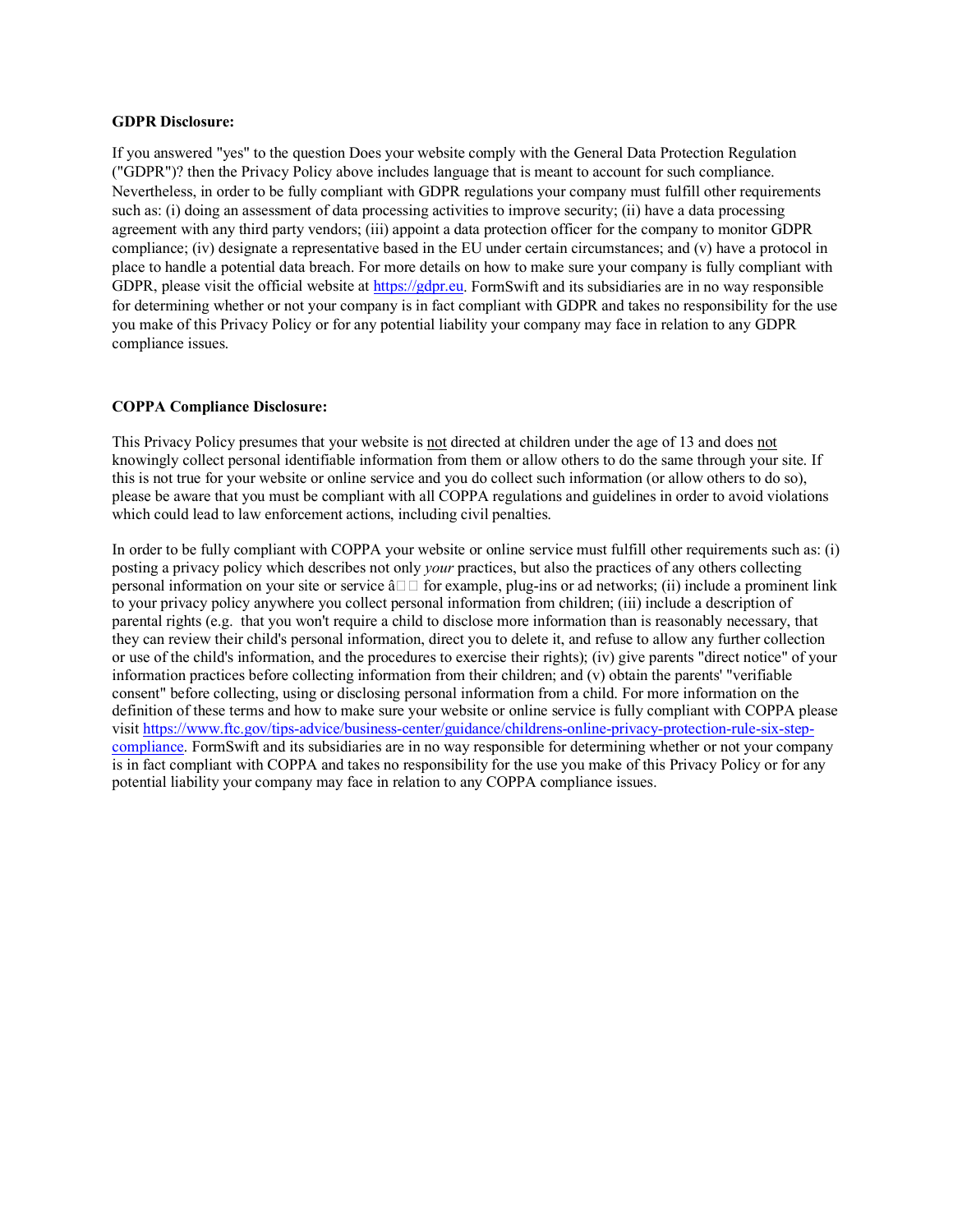**GDPR Disclosure:**

If you answered "yes" to the question Does your website comply with the General Data Protection Regulation ("GDPR")? then the Privacy Policy above includes language that is meant to account for such compliance. Nevertheless, in order to be fully compliant with GDPR regulations your company must fulfill other requirements such as: (i) doing an assessment of data processing activities to improve security; (ii) have a data processing agreement with any third party vendors; (iii) appoint a data protection officer for the company to monitor GDPR compliance; (iv) designate a representative based in the EU under certain circumstances; and (v) have a protocol in place to handle a potential data breach. For more details on how to make sure your company is fully compliant with GDPR, please visit the official website at [https://gdpr.eu](https://gdpr.eu). FormSwift and its subsidiaries are in no way responsible for determining whether or not your company is in fact compliant with GDPR and takes no responsibility for the use you make of this Privacy Policy or for any potential liability your company may face in relation to any GDPR compliance issues.

**COPPA Compliance Disclosure:**

This Privacy Policy presumes that your website is not directed at children under the age of 13 and does not knowingly collect personal identifiable information from them or allow others to do the same through your site. If this is not true for your website or online service and you do collect such information (or allow others to do so), please be aware that you must be compliant with all COPPA regulations and guidelines in order to avoid violations which could lead to law enforcement actions, including civil penalties.

In order to be fully compliant with COPPA your website or online service must fulfill other requirements such as: (i) posting a privacy policy which describes not only *your* practices, but also the practices of any others collecting personal information on your site or service â for example, plug-ins or ad networks; (ii) include a prominent link to your privacy policy anywhere you collect personal information from children; (iii) include a description of parental rights (e.g. that you won't require a child to disclose more information than is reasonably necessary, that they can review their child's personal information, direct you to delete it, and refuse to allow any further collection or use of the child's information, and the procedures to exercise their rights); (iv) give parents "direct notice" of your information practices before collecting information from their children; and (v) obtain the parents' "verifiable consent" before collecting, using or disclosing personal information from a child. For more information on the definition of these terms and how to make sure your website or online service is fully compliant with COPPA please visit [https://www.ftc.gov/tips-advice/business-center/guidance/childrens-online-privacy-protection-rule-six-step-compliance](https://www.ftc.gov/tips-advice/business-center/guidance/childrens-online-privacy-protection-rule-six-step-compliance). FormSwift and its subsidiaries are in no way responsible for determining whether or not your company is in fact compliant with COPPA and takes no responsibility for the use you make of this Privacy Policy or for any potential liability your company may face in relation to any COPPA compliance issues.